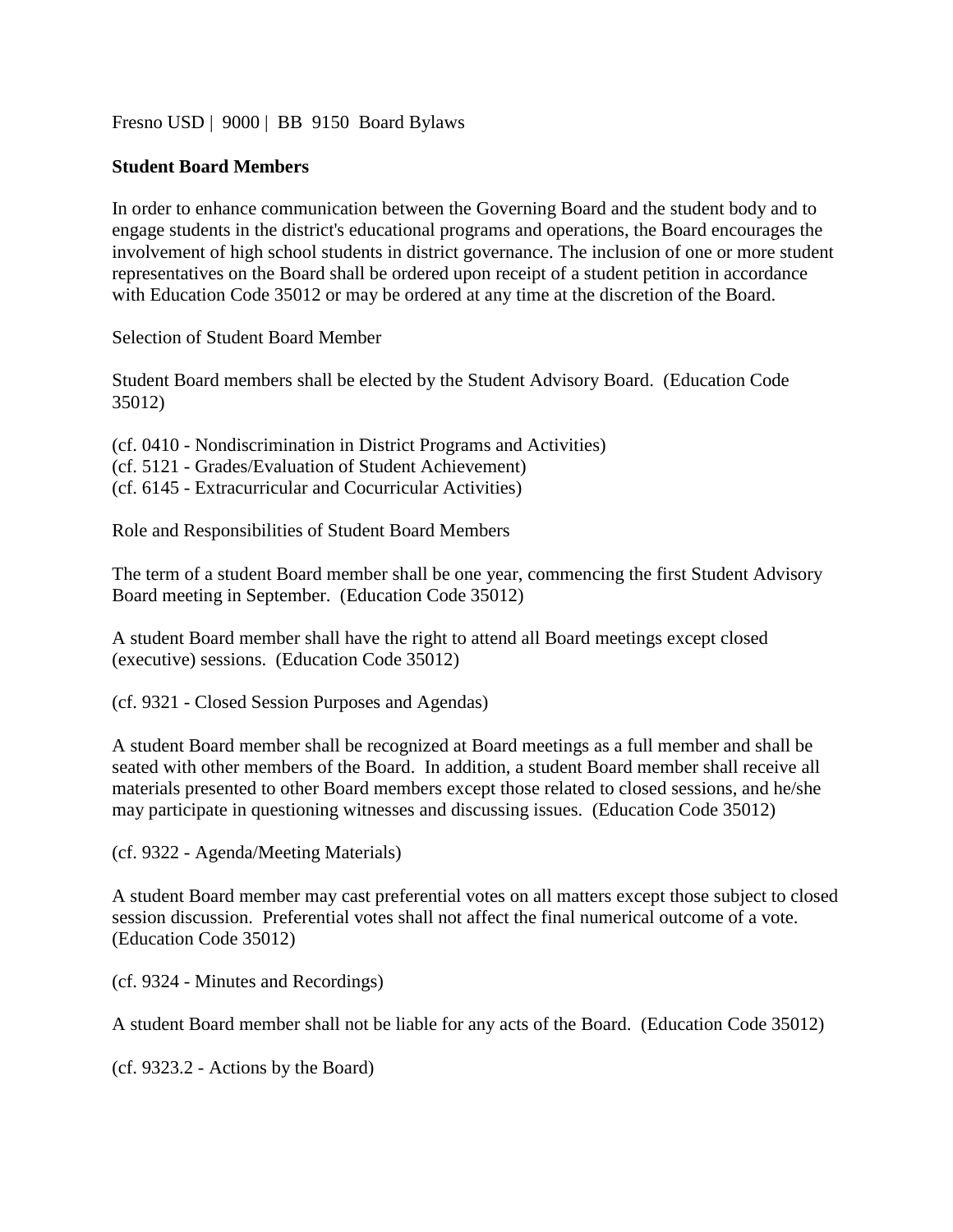Fresno USD | 9000 | BB 9150 Board Bylaws

## Student Board Members

In order to enhance communication between the Governing Board and the student body and to engage students in the district's educational programs and operations, the Board encourages the involvement of high school students in district governance. The inclusion of one or more student representatives on the Board shall be ordered upon receipt of a student petition in accordance with Education Code 35012 or may be ordered at any time at the discretion of the Board.

### Selection of Student Board Member

Student Board members shall be elected by the Student Advisory Board. (Education Code 35012)

(cf. 0410 - Nondiscrimination in District Programs and Activities)
(cf. 5121 - Grades/Evaluation of Student Achievement)
(cf. 6145 - Extracurricular and Cocurricular Activities)

### Role and Responsibilities of Student Board Members

The term of a student Board member shall be one year, commencing the first Student Advisory Board meeting in September. (Education Code 35012)

A student Board member shall have the right to attend all Board meetings except closed (executive) sessions. (Education Code 35012)

(cf. 9321 - Closed Session Purposes and Agendas)

A student Board member shall be recognized at Board meetings as a full member and shall be seated with other members of the Board. In addition, a student Board member shall receive all materials presented to other Board members except those related to closed sessions, and he/she may participate in questioning witnesses and discussing issues. (Education Code 35012)

(cf. 9322 - Agenda/Meeting Materials)

A student Board member may cast preferential votes on all matters except those subject to closed session discussion. Preferential votes shall not affect the final numerical outcome of a vote. (Education Code 35012)

(cf. 9324 - Minutes and Recordings)

A student Board member shall not be liable for any acts of the Board. (Education Code 35012)

(cf. 9323.2 - Actions by the Board)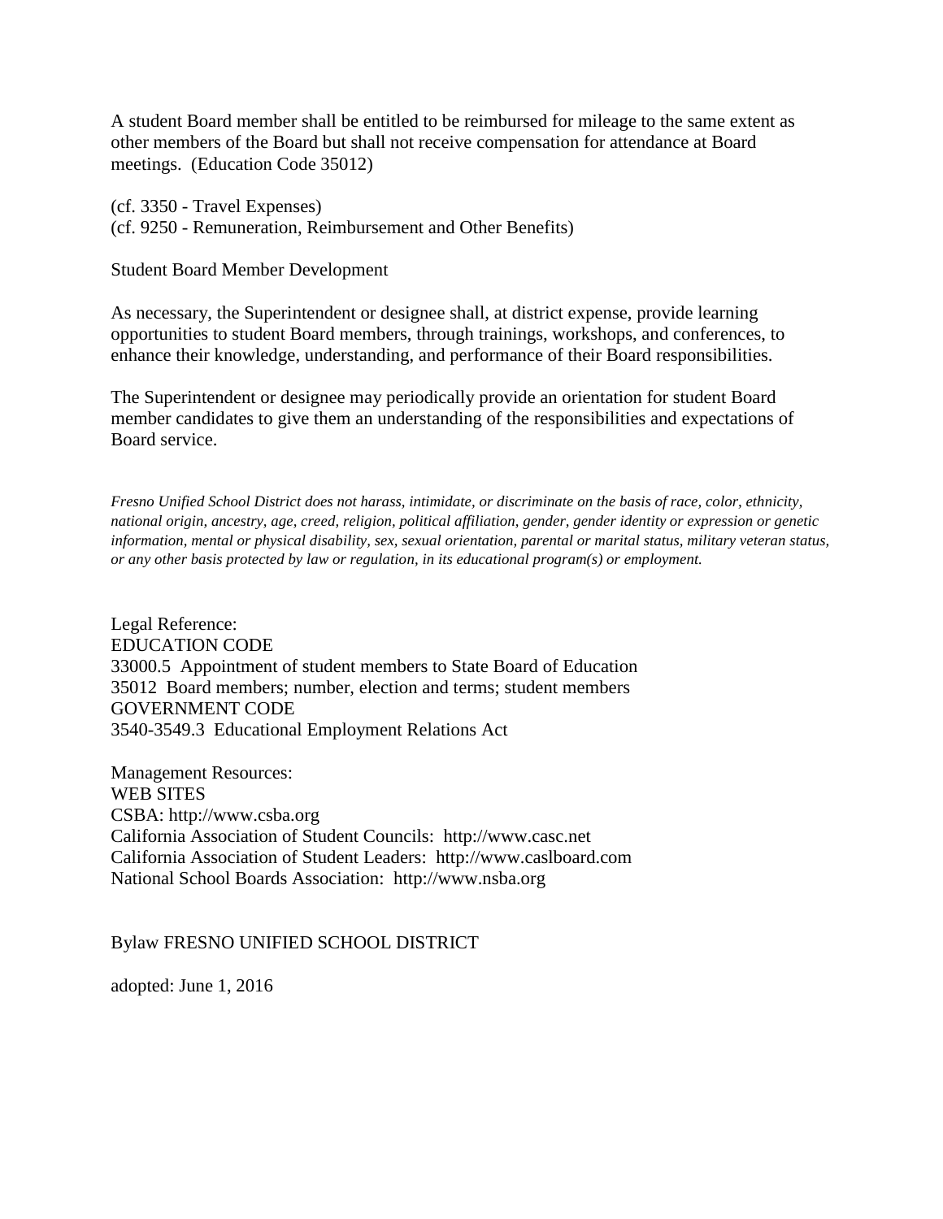A student Board member shall be entitled to be reimbursed for mileage to the same extent as other members of the Board but shall not receive compensation for attendance at Board meetings. (Education Code 35012)

(cf. 3350 - Travel Expenses)
(cf. 9250 - Remuneration, Reimbursement and Other Benefits)

Student Board Member Development

As necessary, the Superintendent or designee shall, at district expense, provide learning opportunities to student Board members, through trainings, workshops, and conferences, to enhance their knowledge, understanding, and performance of their Board responsibilities.

The Superintendent or designee may periodically provide an orientation for student Board member candidates to give them an understanding of the responsibilities and expectations of Board service.

*Fresno Unified School District does not harass, intimidate, or discriminate on the basis of race, color, ethnicity, national origin, ancestry, age, creed, religion, political affiliation, gender, gender identity or expression or genetic information, mental or physical disability, sex, sexual orientation, parental or marital status, military veteran status, or any other basis protected by law or regulation, in its educational program(s) or employment.*

Legal Reference:
EDUCATION CODE
33000.5 Appointment of student members to State Board of Education
35012 Board members; number, election and terms; student members
GOVERNMENT CODE
3540-3549.3 Educational Employment Relations Act

Management Resources:
WEB SITES
CSBA: http://www.csba.org
California Association of Student Councils: http://www.casc.net
California Association of Student Leaders: http://www.caslboard.com
National School Boards Association: http://www.nsba.org

Bylaw FRESNO UNIFIED SCHOOL DISTRICT

adopted: June 1, 2016